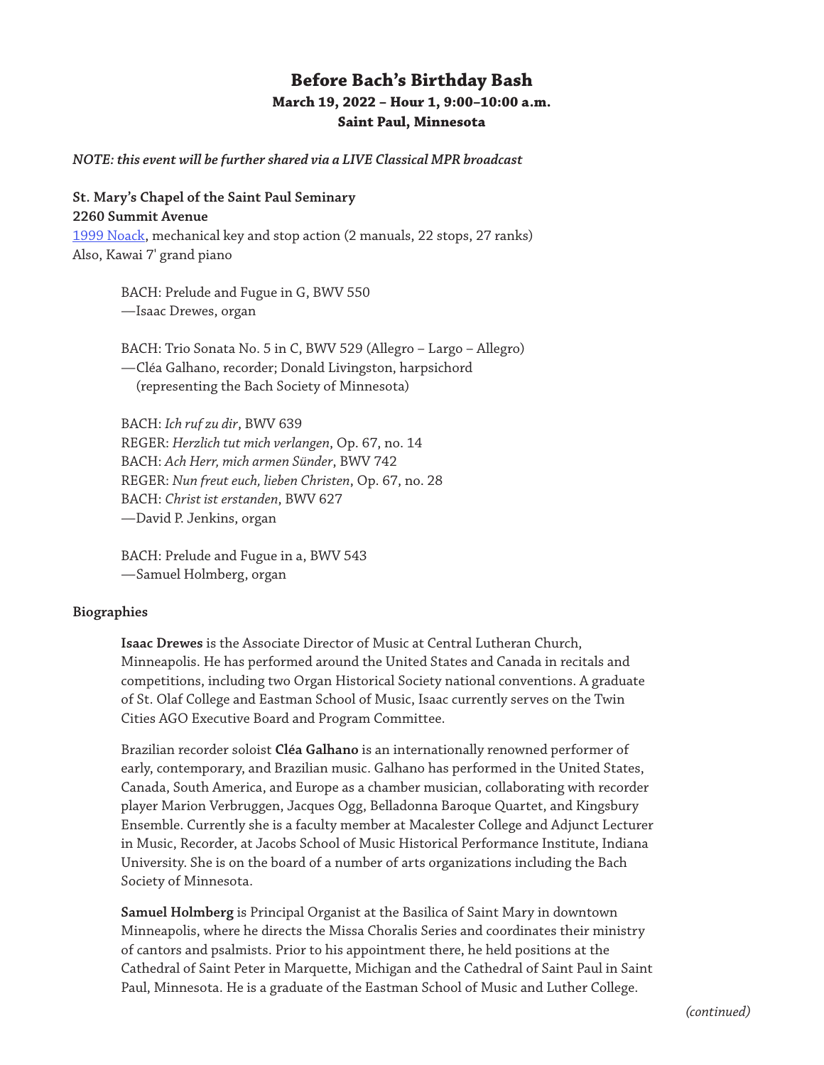# Before Bach's Birthday Bash

**March 19, 2022 – Hour 1, 9:00–10:00 a.m.**

**Saint Paul, Minnesota**

***NOTE: this event will be further shared via a LIVE Classical MPR broadcast***

**St. Mary's Chapel of the Saint Paul Seminary**
**2260 Summit Avenue**
1999 Noack, mechanical key and stop action (2 manuals, 22 stops, 27 ranks)
Also, Kawai 7' grand piano

BACH: Prelude and Fugue in G, BWV 550
—Isaac Drewes, organ

BACH: Trio Sonata No. 5 in C, BWV 529 (Allegro – Largo – Allegro)
—Cléa Galhano, recorder; Donald Livingston, harpsichord
(representing the Bach Society of Minnesota)

BACH: *Ich ruf zu dir*, BWV 639
REGER: *Herzlich tut mich verlangen*, Op. 67, no. 14
BACH: *Ach Herr, mich armen Sünder*, BWV 742
REGER: *Nun freut euch, lieben Christen*, Op. 67, no. 28
BACH: *Christ ist erstanden*, BWV 627
—David P. Jenkins, organ

BACH: Prelude and Fugue in a, BWV 543
—Samuel Holmberg, organ

**Biographies**

**Isaac Drewes** is the Associate Director of Music at Central Lutheran Church, Minneapolis. He has performed around the United States and Canada in recitals and competitions, including two Organ Historical Society national conventions. A graduate of St. Olaf College and Eastman School of Music, Isaac currently serves on the Twin Cities AGO Executive Board and Program Committee.

Brazilian recorder soloist **Cléa Galhano** is an internationally renowned performer of early, contemporary, and Brazilian music. Galhano has performed in the United States, Canada, South America, and Europe as a chamber musician, collaborating with recorder player Marion Verbruggen, Jacques Ogg, Belladonna Baroque Quartet, and Kingsbury Ensemble. Currently she is a faculty member at Macalester College and Adjunct Lecturer in Music, Recorder, at Jacobs School of Music Historical Performance Institute, Indiana University. She is on the board of a number of arts organizations including the Bach Society of Minnesota.

**Samuel Holmberg** is Principal Organist at the Basilica of Saint Mary in downtown Minneapolis, where he directs the Missa Choralis Series and coordinates their ministry of cantors and psalmists. Prior to his appointment there, he held positions at the Cathedral of Saint Peter in Marquette, Michigan and the Cathedral of Saint Paul in Saint Paul, Minnesota. He is a graduate of the Eastman School of Music and Luther College.

*(continued)*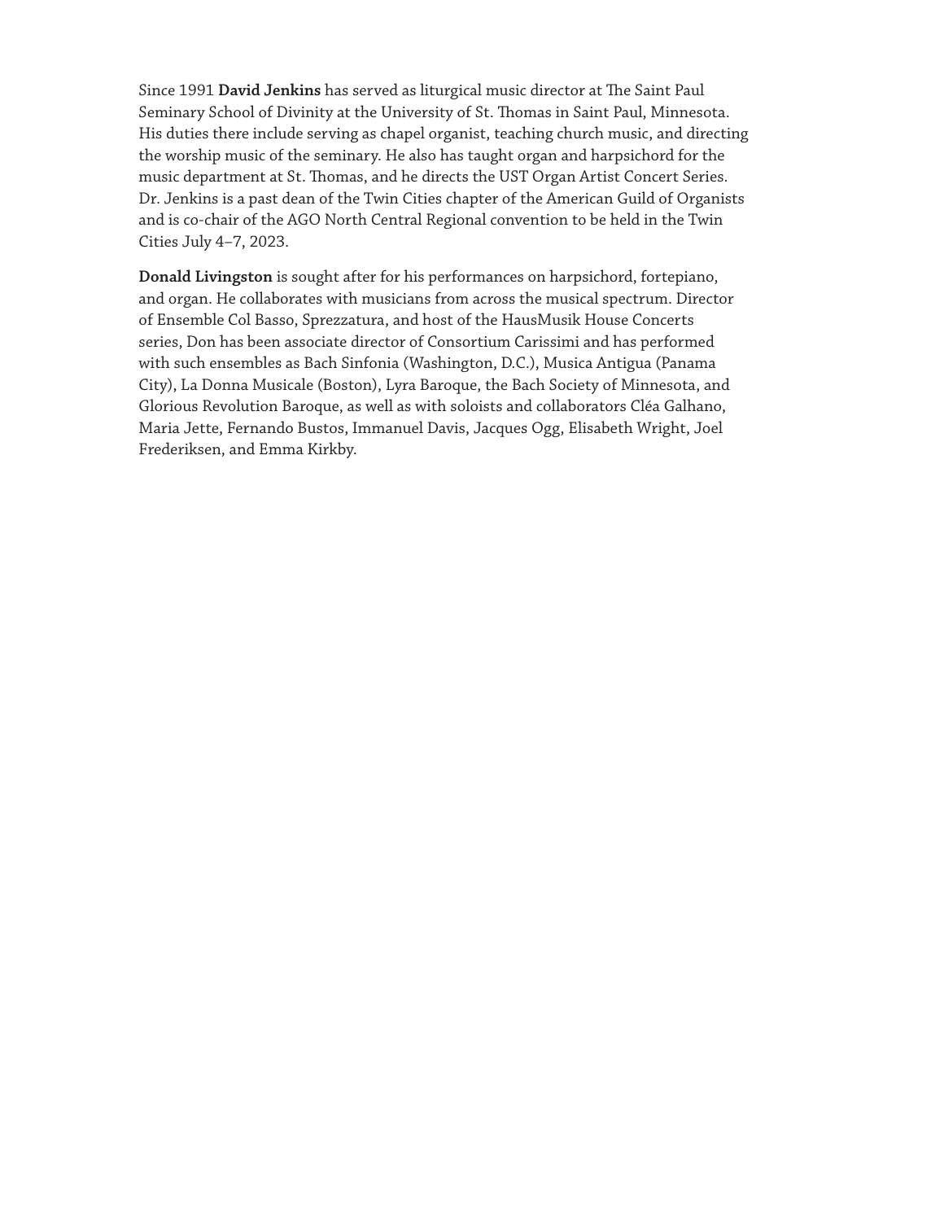Since 1991 **David Jenkins** has served as liturgical music director at The Saint Paul Seminary School of Divinity at the University of St. Thomas in Saint Paul, Minnesota. His duties there include serving as chapel organist, teaching church music, and directing the worship music of the seminary. He also has taught organ and harpsichord for the music department at St. Thomas, and he directs the UST Organ Artist Concert Series. Dr. Jenkins is a past dean of the Twin Cities chapter of the American Guild of Organists and is co-chair of the AGO North Central Regional convention to be held in the Twin Cities July 4–7, 2023.

**Donald Livingston** is sought after for his performances on harpsichord, fortepiano, and organ. He collaborates with musicians from across the musical spectrum. Director of Ensemble Col Basso, Sprezzatura, and host of the HausMusik House Concerts series, Don has been associate director of Consortium Carissimi and has performed with such ensembles as Bach Sinfonia (Washington, D.C.), Musica Antigua (Panama City), La Donna Musicale (Boston), Lyra Baroque, the Bach Society of Minnesota, and Glorious Revolution Baroque, as well as with soloists and collaborators Cléa Galhano, Maria Jette, Fernando Bustos, Immanuel Davis, Jacques Ogg, Elisabeth Wright, Joel Frederiksen, and Emma Kirkby.